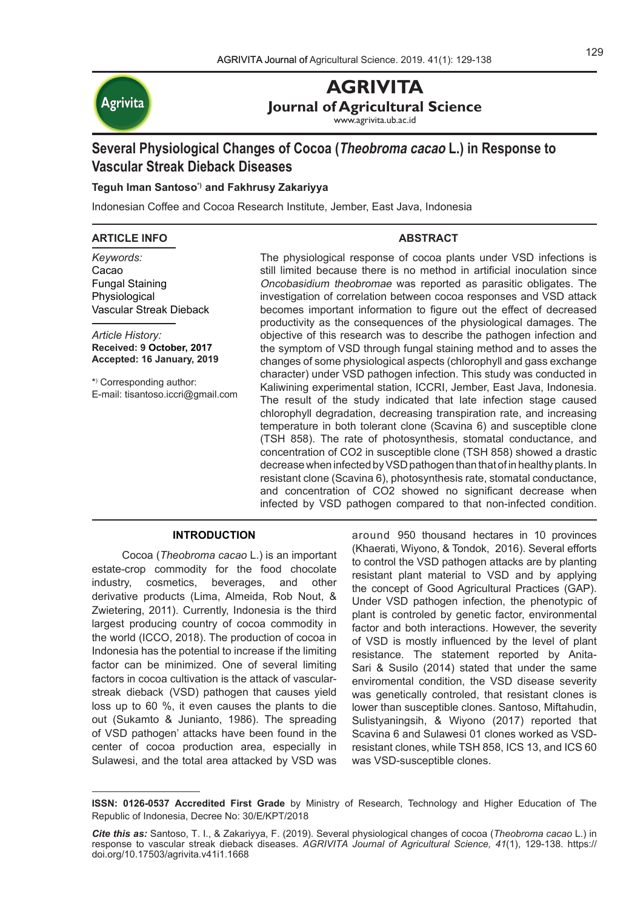# AGRIVITA

## Journal of Agricultural Science

www.agrivita.ub.ac.id

# Several Physiological Changes of Cocoa (*Theobroma cacao* L.) in Response to Vascular Streak Dieback Diseases

**Teguh Iman Santoso*) and Fakhrusy Zakariyya**

Indonesian Coffee and Cocoa Research Institute, Jember, East Java, Indonesia

### ARTICLE INFO

*Keywords:*
Cacao
Fungal Staining
Physiological
Vascular Streak Dieback

*Article History:*
**Received: 9 October, 2017**
**Accepted: 16 January, 2019**

*) Corresponding author:
E-mail: tisantoso.iccri@gmail.com

### ABSTRACT

The physiological response of cocoa plants under VSD infections is still limited because there is no method in artificial inoculation since *Oncobasidium theobromae* was reported as parasitic obligates. The investigation of correlation between cocoa responses and VSD attack becomes important information to figure out the effect of decreased productivity as the consequences of the physiological damages. The objective of this research was to describe the pathogen infection and the symptom of VSD through fungal staining method and to asses the changes of some physiological aspects (chlorophyll and gass exchange character) under VSD pathogen infection. This study was conducted in Kaliwining experimental station, ICCRI, Jember, East Java, Indonesia. The result of the study indicated that late infection stage caused chlorophyll degradation, decreasing transpiration rate, and increasing temperature in both tolerant clone (Scavina 6) and susceptible clone (TSH 858). The rate of photosynthesis, stomatal conductance, and concentration of CO2 in susceptible clone (TSH 858) showed a drastic decrease when infected by VSD pathogen than that of in healthy plants. In resistant clone (Scavina 6), photosynthesis rate, stomatal conductance, and concentration of CO2 showed no significant decrease when infected by VSD pathogen compared to that non-infected condition.

## INTRODUCTION

Cocoa (*Theobroma cacao* L.) is an important estate-crop commodity for the food chocolate industry, cosmetics, beverages, and other derivative products (Lima, Almeida, Rob Nout, & Zwietering, 2011). Currently, Indonesia is the third largest producing country of cocoa commodity in the world (ICCO, 2018). The production of cocoa in Indonesia has the potential to increase if the limiting factor can be minimized. One of several limiting factors in cocoa cultivation is the attack of vascular-streak dieback (VSD) pathogen that causes yield loss up to 60 %, it even causes the plants to die out (Sukamto & Junianto, 1986). The spreading of VSD pathogen' attacks have been found in the center of cocoa production area, especially in Sulawesi, and the total area attacked by VSD was around 950 thousand hectares in 10 provinces (Khaerati, Wiyono, & Tondok, 2016). Several efforts to control the VSD pathogen attacks are by planting resistant plant material to VSD and by applying the concept of Good Agricultural Practices (GAP). Under VSD pathogen infection, the phenotypic of plant is controled by genetic factor, environmental factor and both interactions. However, the severity of VSD is mostly influenced by the level of plant resistance. The statement reported by Anita-Sari & Susilo (2014) stated that under the same enviromental condition, the VSD disease severity was genetically controled, that resistant clones is lower than susceptible clones. Santoso, Miftahudin, Sulistyaningsih, & Wiyono (2017) reported that Scavina 6 and Sulawesi 01 clones worked as VSD-resistant clones, while TSH 858, ICS 13, and ICS 60 was VSD-susceptible clones.

---

**ISSN: 0126-0537 Accredited First Grade** by Ministry of Research, Technology and Higher Education of The Republic of Indonesia, Decree No: 30/E/KPT/2018

***Cite this as:*** Santoso, T. I., & Zakariyya, F. (2019). Several physiological changes of cocoa (*Theobroma cacao* L.) in response to vascular streak dieback diseases. *AGRIVITA Journal of Agricultural Science, 41*(1), 129-138. https://doi.org/10.17503/agrivita.v41i1.1668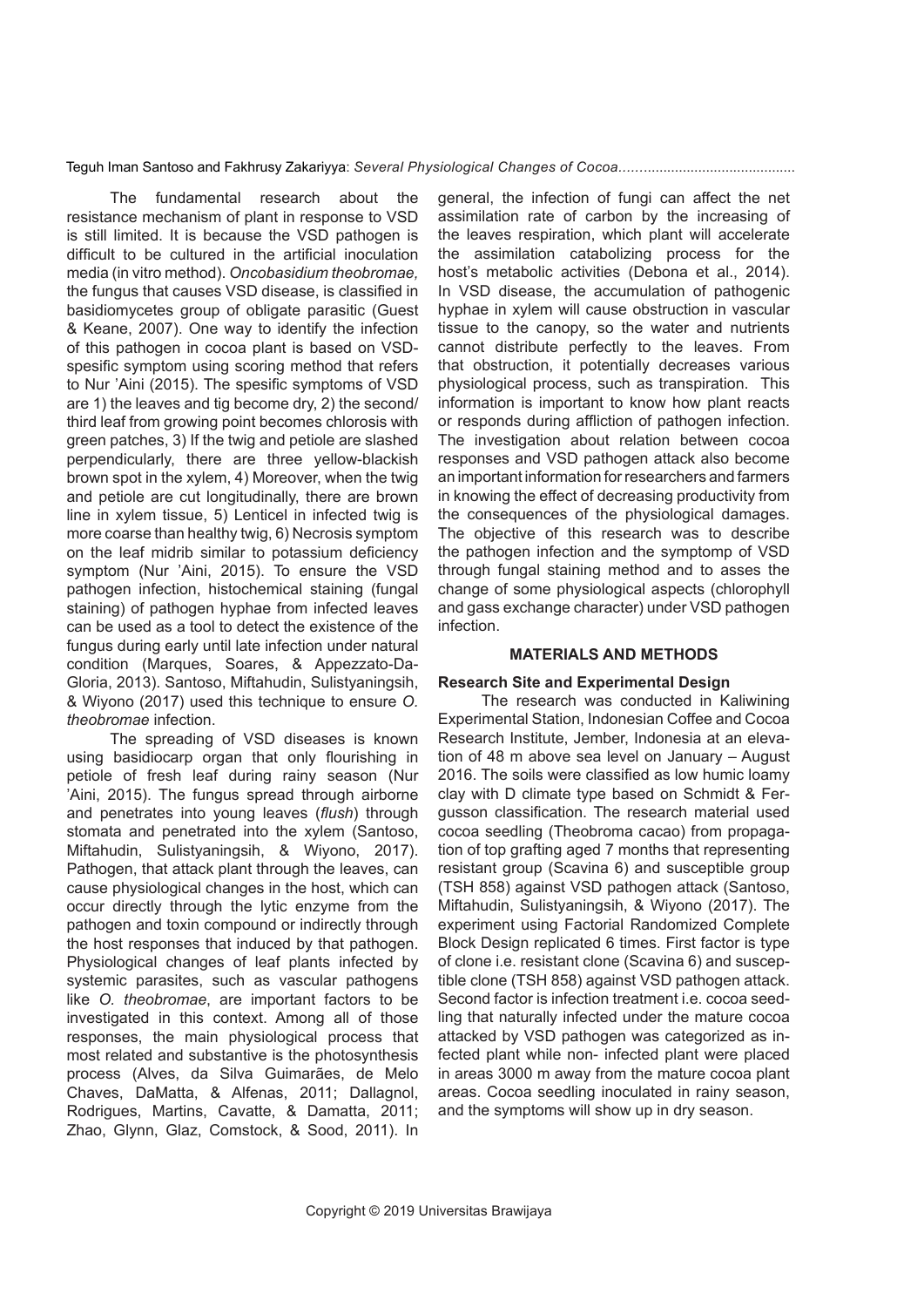The fundamental research about the resistance mechanism of plant in response to VSD is still limited. It is because the VSD pathogen is difficult to be cultured in the artificial inoculation media (in vitro method). *Oncobasidium theobromae,* the fungus that causes VSD disease, is classified in basidiomycetes group of obligate parasitic (Guest & Keane, 2007). One way to identify the infection of this pathogen in cocoa plant is based on VSD-spesific symptom using scoring method that refers to Nur 'Aini (2015). The spesific symptoms of VSD are 1) the leaves and tig become dry, 2) the second/third leaf from growing point becomes chlorosis with green patches, 3) If the twig and petiole are slashed perpendicularly, there are three yellow-blackish brown spot in the xylem, 4) Moreover, when the twig and petiole are cut longitudinally, there are brown line in xylem tissue, 5) Lenticel in infected twig is more coarse than healthy twig, 6) Necrosis symptom on the leaf midrib similar to potassium deficiency symptom (Nur 'Aini, 2015). To ensure the VSD pathogen infection, histochemical staining (fungal staining) of pathogen hyphae from infected leaves can be used as a tool to detect the existence of the fungus during early until late infection under natural condition (Marques, Soares, & Appezzato-Da-Gloria, 2013). Santoso, Miftahudin, Sulistyaningsih, & Wiyono (2017) used this technique to ensure *O. theobromae* infection.

The spreading of VSD diseases is known using basidiocarp organ that only flourishing in petiole of fresh leaf during rainy season (Nur 'Aini, 2015). The fungus spread through airborne and penetrates into young leaves (*flush*) through stomata and penetrated into the xylem (Santoso, Miftahudin, Sulistyaningsih, & Wiyono, 2017). Pathogen, that attack plant through the leaves, can cause physiological changes in the host, which can occur directly through the lytic enzyme from the pathogen and toxin compound or indirectly through the host responses that induced by that pathogen. Physiological changes of leaf plants infected by systemic parasites, such as vascular pathogens like *O. theobromae*, are important factors to be investigated in this context. Among all of those responses, the main physiological process that most related and substantive is the photosynthesis process (Alves, da Silva Guimarães, de Melo Chaves, DaMatta, & Alfenas, 2011; Dallagnol, Rodrigues, Martins, Cavatte, & Damatta, 2011; Zhao, Glynn, Glaz, Comstock, & Sood, 2011). In general, the infection of fungi can affect the net assimilation rate of carbon by the increasing of the leaves respiration, which plant will accelerate the assimilation catabolizing process for the host's metabolic activities (Debona et al., 2014). In VSD disease, the accumulation of pathogenic hyphae in xylem will cause obstruction in vascular tissue to the canopy, so the water and nutrients cannot distribute perfectly to the leaves. From that obstruction, it potentially decreases various physiological process, such as transpiration. This information is important to know how plant reacts or responds during affliction of pathogen infection. The investigation about relation between cocoa responses and VSD pathogen attack also become an important information for researchers and farmers in knowing the effect of decreasing productivity from the consequences of the physiological damages. The objective of this research was to describe the pathogen infection and the symptomp of VSD through fungal staining method and to asses the change of some physiological aspects (chlorophyll and gass exchange character) under VSD pathogen infection.

## MATERIALS AND METHODS

### Research Site and Experimental Design

The research was conducted in Kaliwining Experimental Station, Indonesian Coffee and Cocoa Research Institute, Jember, Indonesia at an elevation of 48 m above sea level on January – August 2016. The soils were classified as low humic loamy clay with D climate type based on Schmidt & Fergusson classification. The research material used cocoa seedling (Theobroma cacao) from propagation of top grafting aged 7 months that representing resistant group (Scavina 6) and susceptible group (TSH 858) against VSD pathogen attack (Santoso, Miftahudin, Sulistyaningsih, & Wiyono (2017). The experiment using Factorial Randomized Complete Block Design replicated 6 times. First factor is type of clone i.e. resistant clone (Scavina 6) and susceptible clone (TSH 858) against VSD pathogen attack. Second factor is infection treatment i.e. cocoa seedling that naturally infected under the mature cocoa attacked by VSD pathogen was categorized as infected plant while non- infected plant were placed in areas 3000 m away from the mature cocoa plant areas. Cocoa seedling inoculated in rainy season, and the symptoms will show up in dry season.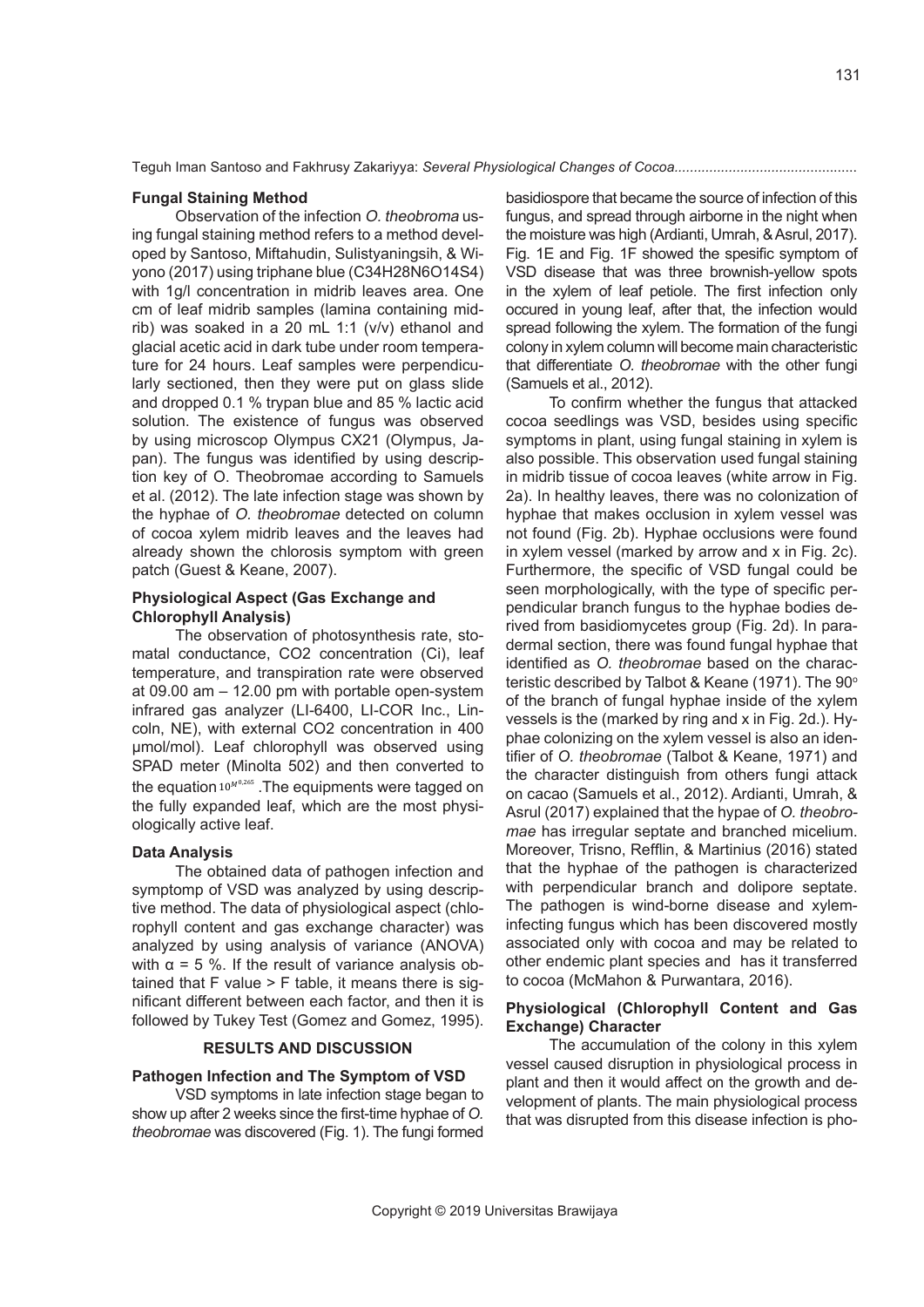### Fungal Staining Method

Observation of the infection *O. theobroma* using fungal staining method refers to a method developed by Santoso, Miftahudin, Sulistyaningsih, & Wiyono (2017) using triphane blue (C34H28N6O14S4) with 1g/l concentration in midrib leaves area. One cm of leaf midrib samples (lamina containing midrib) was soaked in a 20 mL 1:1 (v/v) ethanol and glacial acetic acid in dark tube under room temperature for 24 hours. Leaf samples were perpendicularly sectioned, then they were put on glass slide and dropped 0.1 % trypan blue and 85 % lactic acid solution. The existence of fungus was observed by using microscop Olympus CX21 (Olympus, Japan). The fungus was identified by using description key of O. Theobromae according to Samuels et al. (2012). The late infection stage was shown by the hyphae of *O. theobromae* detected on column of cocoa xylem midrib leaves and the leaves had already shown the chlorosis symptom with green patch (Guest & Keane, 2007).

### Physiological Aspect (Gas Exchange and Chlorophyll Analysis)

The observation of photosynthesis rate, stomatal conductance, CO2 concentration (Ci), leaf temperature, and transpiration rate were observed at 09.00 am – 12.00 pm with portable open-system infrared gas analyzer (LI-6400, LI-COR Inc., Lincoln, NE), with external CO2 concentration in 400 µmol/mol). Leaf chlorophyll was observed using SPAD meter (Minolta 502) and then converted to the equation $10^{M^{0.265}}$ .The equipments were tagged on the fully expanded leaf, which are the most physiologically active leaf.

### Data Analysis

The obtained data of pathogen infection and symptomp of VSD was analyzed by using descriptive method. The data of physiological aspect (chlorophyll content and gas exchange character) was analyzed by using analysis of variance (ANOVA) with $\alpha$ = 5 %. If the result of variance analysis obtained that F value > F table, it means there is significant different between each factor, and then it is followed by Tukey Test (Gomez and Gomez, 1995).

## RESULTS AND DISCUSSION

### Pathogen Infection and The Symptom of VSD

VSD symptoms in late infection stage began to show up after 2 weeks since the first-time hyphae of *O. theobromae* was discovered (Fig. 1). The fungi formed basidiospore that became the source of infection of this fungus, and spread through airborne in the night when the moisture was high (Ardianti, Umrah, & Asrul, 2017). Fig. 1E and Fig. 1F showed the spesific symptom of VSD disease that was three brownish-yellow spots in the xylem of leaf petiole. The first infection only occured in young leaf, after that, the infection would spread following the xylem. The formation of the fungi colony in xylem column will become main characteristic that differentiate *O. theobromae* with the other fungi (Samuels et al., 2012).

To confirm whether the fungus that attacked cocoa seedlings was VSD, besides using specific symptoms in plant, using fungal staining in xylem is also possible. This observation used fungal staining in midrib tissue of cocoa leaves (white arrow in Fig. 2a). In healthy leaves, there was no colonization of hyphae that makes occlusion in xylem vessel was not found (Fig. 2b). Hyphae occlusions were found in xylem vessel (marked by arrow and x in Fig. 2c). Furthermore, the specific of VSD fungal could be seen morphologically, with the type of specific perpendicular branch fungus to the hyphae bodies derived from basidiomycetes group (Fig. 2d). In paradermal section, there was found fungal hyphae that identified as *O. theobromae* based on the characteristic described by Talbot & Keane (1971). The 90° of the branch of fungal hyphae inside of the xylem vessels is the (marked by ring and x in Fig. 2d.). Hyphae colonizing on the xylem vessel is also an identifier of *O. theobromae* (Talbot & Keane, 1971) and the character distinguish from others fungi attack on cacao (Samuels et al., 2012). Ardianti, Umrah, & Asrul (2017) explained that the hypae of *O. theobromae* has irregular septate and branched micelium. Moreover, Trisno, Refflin, & Martinius (2016) stated that the hyphae of the pathogen is characterized with perpendicular branch and dolipore septate. The pathogen is wind-borne disease and xylem-infecting fungus which has been discovered mostly associated only with cocoa and may be related to other endemic plant species and has it transferred to cocoa (McMahon & Purwantara, 2016).

### Physiological (Chlorophyll Content and Gas Exchange) Character

The accumulation of the colony in this xylem vessel caused disruption in physiological process in plant and then it would affect on the growth and development of plants. The main physiological process that was disrupted from this disease infection is pho-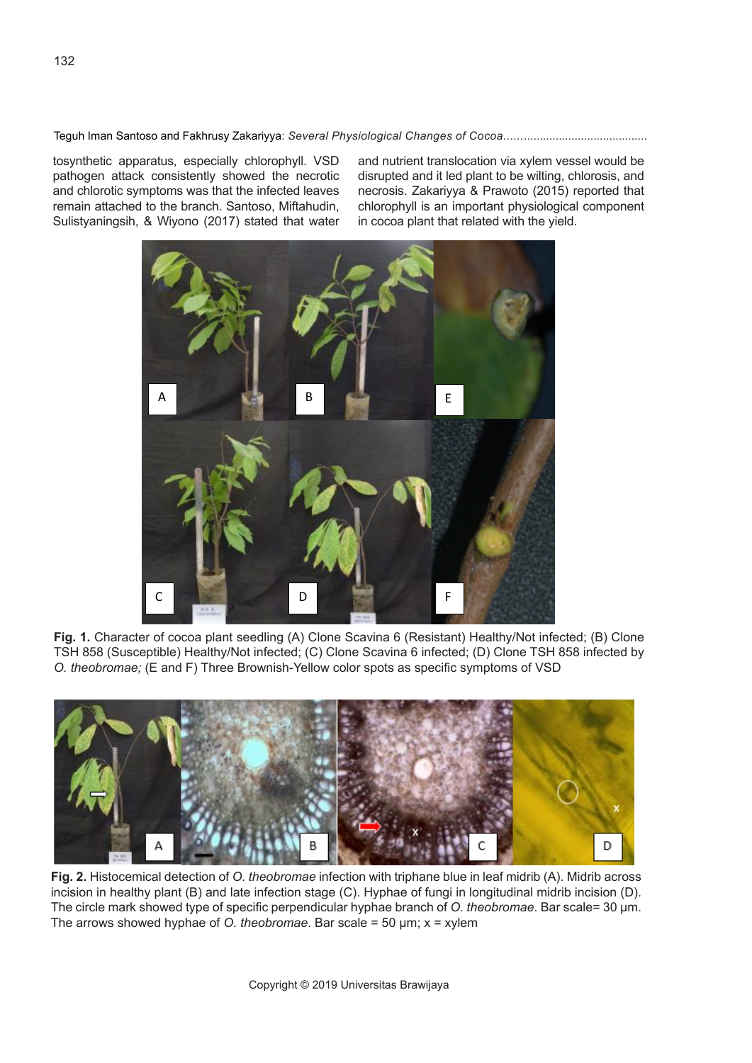tosynthetic apparatus, especially chlorophyll. VSD pathogen attack consistently showed the necrotic and chlorotic symptoms was that the infected leaves remain attached to the branch. Santoso, Miftahudin, Sulistyaningsih, & Wiyono (2017) stated that water and nutrient translocation via xylem vessel would be disrupted and it led plant to be wilting, chlorosis, and necrosis. Zakariyya & Prawoto (2015) reported that chlorophyll is an important physiological component in cocoa plant that related with the yield.

**Fig. 1.** Character of cocoa plant seedling (A) Clone Scavina 6 (Resistant) Healthy/Not infected; (B) Clone TSH 858 (Susceptible) Healthy/Not infected; (C) Clone Scavina 6 infected; (D) Clone TSH 858 infected by *O. theobromae;* (E and F) Three Brownish-Yellow color spots as specific symptoms of VSD

**Fig. 2.** Histocemical detection of *O. theobromae* infection with triphane blue in leaf midrib (A). Midrib across incision in healthy plant (B) and late infection stage (C). Hyphae of fungi in longitudinal midrib incision (D). The circle mark showed type of specific perpendicular hyphae branch of *O. theobromae*. Bar scale= 30 µm. The arrows showed hyphae of *O. theobromae*. Bar scale = 50 µm; x = xylem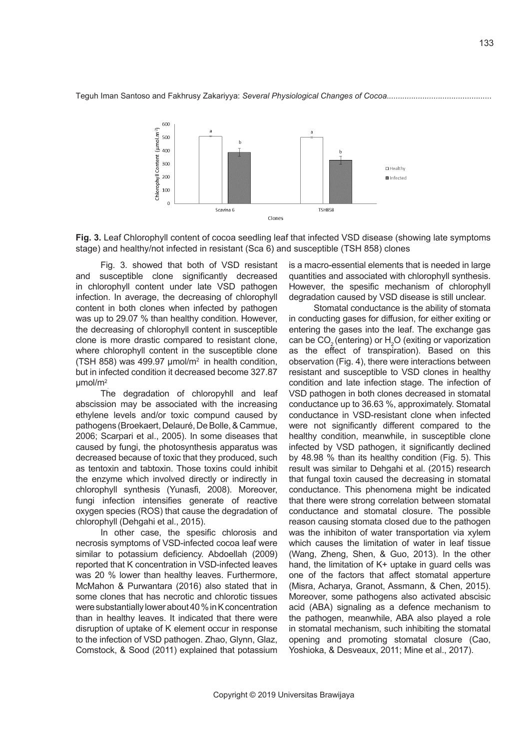**Fig. 3.** Leaf Chlorophyll content of cocoa seedling leaf that infected VSD disease (showing late symptoms stage) and healthy/not infected in resistant (Sca 6) and susceptible (TSH 858) clones

Fig. 3. showed that both of VSD resistant and susceptible clone significantly decreased in chlorophyll content under late VSD pathogen infection. In average, the decreasing of chlorophyll content in both clones when infected by pathogen was up to 29.07 % than healthy condition. However, the decreasing of chlorophyll content in susceptible clone is more drastic compared to resistant clone, where chlorophyll content in the susceptible clone (TSH 858) was 499.97 µmol/m$^2$ in health condition, but in infected condition it decreased become 327.87 µmol/m$^2$.

The degradation of chloropyhll and leaf abscission may be associated with the increasing ethylene levels and/or toxic compund caused by pathogens (Broekaert, Delauré, De Bolle, & Cammue, 2006; Scarpari et al., 2005). In some diseases that caused by fungi, the photosynthesis apparatus was decreased because of toxic that they produced, such as tentoxin and tabtoxin. Those toxins could inhibit the enzyme which involved directly or indirectly in chlorophyll synthesis (Yunasfi, 2008). Moreover, fungi infection intensifies generate of reactive oxygen species (ROS) that cause the degradation of chlorophyll (Dehgahi et al., 2015).

In other case, the spesific chlorosis and necrosis symptoms of VSD-infected cocoa leaf were similar to potassium deficiency. Abdoellah (2009) reported that K concentration in VSD-infected leaves was 20 % lower than healthy leaves. Furthermore, McMahon & Purwantara (2016) also stated that in some clones that has necrotic and chlorotic tissues were substantially lower about 40 % in K concentration than in healthy leaves. It indicated that there were disruption of uptake of K element occur in response to the infection of VSD pathogen. Zhao, Glynn, Glaz, Comstock, & Sood (2011) explained that potassium is a macro-essential elements that is needed in large quantities and associated with chlorophyll synthesis. However, the spesific mechanism of chlorophyll degradation caused by VSD disease is still unclear.

Stomatal conductance is the ability of stomata in conducting gases for diffusion, for either exiting or entering the gases into the leaf. The exchange gas can be $CO_2$ (entering) or $H_2O$ (exiting or vaporization as the effect of transpiration). Based on this observation (Fig. 4), there were interactions between resistant and susceptible to VSD clones in healthy condition and late infection stage. The infection of VSD pathogen in both clones decreased in stomatal conductance up to 36.63 %, approximately. Stomatal conductance in VSD-resistant clone when infected were not significantly different compared to the healthy condition, meanwhile, in susceptible clone infected by VSD pathogen, it significantly declined by 48.98 % than its healthy condition (Fig. 5). This result was similar to Dehgahi et al. (2015) research that fungal toxin caused the decreasing in stomatal conductance. This phenomena might be indicated that there were strong correlation between stomatal conductance and stomatal closure. The possible reason causing stomata closed due to the pathogen was the inhibiton of water transportation via xylem which causes the limitation of water in leaf tissue (Wang, Zheng, Shen, & Guo, 2013). In the other hand, the limitation of K+ uptake in guard cells was one of the factors that affect stomatal apperture (Misra, Acharya, Granot, Assmann, & Chen, 2015). Moreover, some pathogens also activated abscisic acid (ABA) signaling as a defence mechanism to the pathogen, meanwhile, ABA also played a role in stomatal mechanism, such inhibiting the stomatal opening and promoting stomatal closure (Cao, Yoshioka, & Desveaux, 2011; Mine et al., 2017).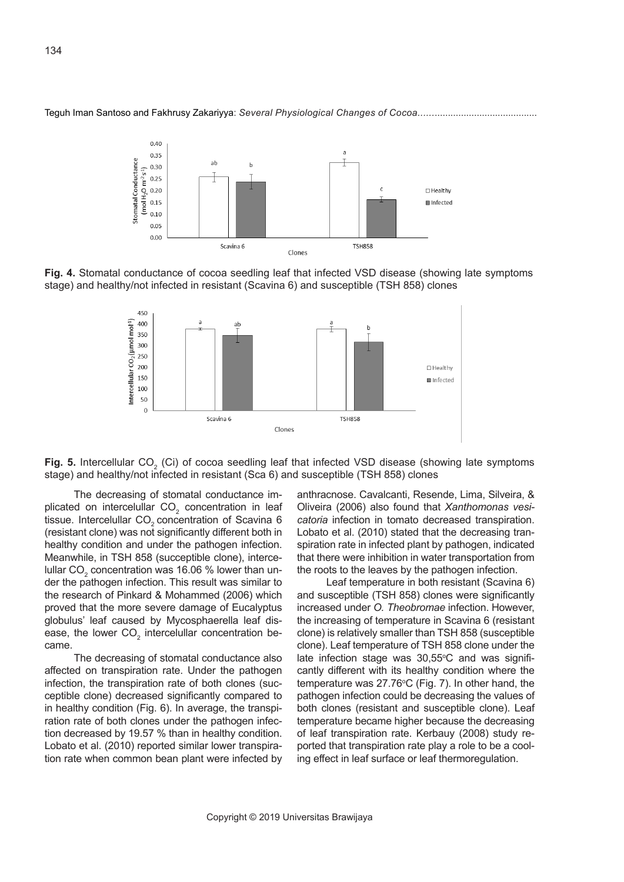**Fig. 4.** Stomatal conductance of cocoa seedling leaf that infected VSD disease (showing late symptoms stage) and healthy/not infected in resistant (Scavina 6) and susceptible (TSH 858) clones

**Fig. 5.** Intercellular $CO_2$ (Ci) of cocoa seedling leaf that infected VSD disease (showing late symptoms stage) and healthy/not infected in resistant (Sca 6) and susceptible (TSH 858) clones

The decreasing of stomatal conductance implicated on intercelullar $CO_2$ concentration in leaf tissue. Intercelullar $CO_2$ concentration of Scavina 6 (resistant clone) was not significantly different both in healthy condition and under the pathogen infection. Meanwhile, in TSH 858 (succeptible clone), intercelullar $CO_2$ concentration was 16.06 % lower than under the pathogen infection. This result was similar to the research of Pinkard & Mohammed (2006) which proved that the more severe damage of Eucalyptus globulus' leaf caused by Mycosphaerella leaf disease, the lower $CO_2$ intercelullar concentration became.

The decreasing of stomatal conductance also affected on transpiration rate. Under the pathogen infection, the transpiration rate of both clones (succeptible clone) decreased significantly compared to in healthy condition (Fig. 6). In average, the transpiration rate of both clones under the pathogen infection decreased by 19.57 % than in healthy condition. Lobato et al. (2010) reported similar lower transpiration rate when common bean plant were infected by anthracnose. Cavalcanti, Resende, Lima, Silveira, & Oliveira (2006) also found that *Xanthomonas vesicatoria* infection in tomato decreased transpiration. Lobato et al. (2010) stated that the decreasing transpiration rate in infected plant by pathogen, indicated that there were inhibition in water transportation from the roots to the leaves by the pathogen infection.

Leaf temperature in both resistant (Scavina 6) and susceptible (TSH 858) clones were significantly increased under *O. Theobromae* infection. However, the increasing of temperature in Scavina 6 (resistant clone) is relatively smaller than TSH 858 (susceptible clone). Leaf temperature of TSH 858 clone under the late infection stage was 30,55°C and was significantly different with its healthy condition where the temperature was 27.76°C (Fig. 7). In other hand, the pathogen infection could be decreasing the values of both clones (resistant and susceptible clone). Leaf temperature became higher because the decreasing of leaf transpiration rate. Kerbauy (2008) study reported that transpiration rate play a role to be a cooling effect in leaf surface or leaf thermoregulation.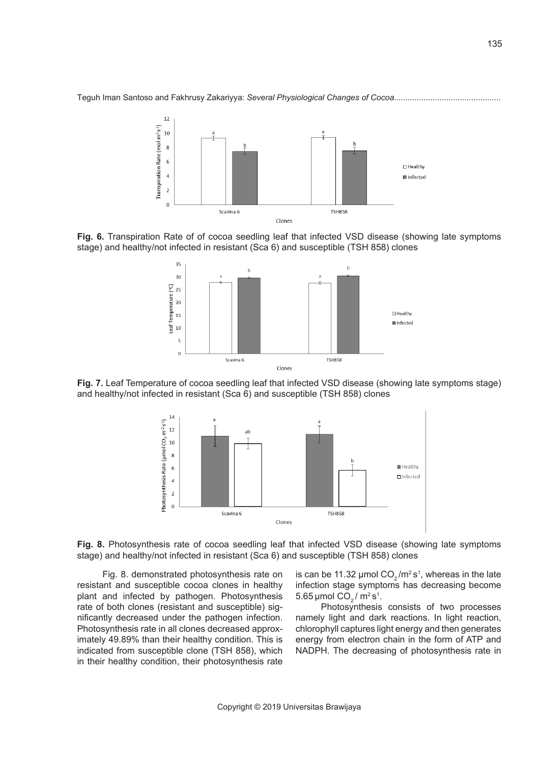**Fig. 6.** Transpiration Rate of of cocoa seedling leaf that infected VSD disease (showing late symptoms stage) and healthy/not infected in resistant (Sca 6) and susceptible (TSH 858) clones

**Fig. 7.** Leaf Temperature of cocoa seedling leaf that infected VSD disease (showing late symptoms stage) and healthy/not infected in resistant (Sca 6) and susceptible (TSH 858) clones

**Fig. 8.** Photosynthesis rate of cocoa seedling leaf that infected VSD disease (showing late symptoms stage) and healthy/not infected in resistant (Sca 6) and susceptible (TSH 858) clones

Fig. 8. demonstrated photosynthesis rate on resistant and susceptible cocoa clones in healthy plant and infected by pathogen. Photosynthesis rate of both clones (resistant and susceptible) significantly decreased under the pathogen infection. Photosynthesis rate in all clones decreased approximately 49.89% than their healthy condition. This is indicated from susceptible clone (TSH 858), which in their healthy condition, their photosynthesis rate is can be 11.32 µmol $CO_2$/$m^2$ $s^1$, whereas in the late infection stage symptoms has decreasing become 5.65 µmol $CO_2$/ $m^2$ $s^1$.

Photosynthesis consists of two processes namely light and dark reactions. In light reaction, chlorophyll captures light energy and then generates energy from electron chain in the form of ATP and NADPH. The decreasing of photosynthesis rate in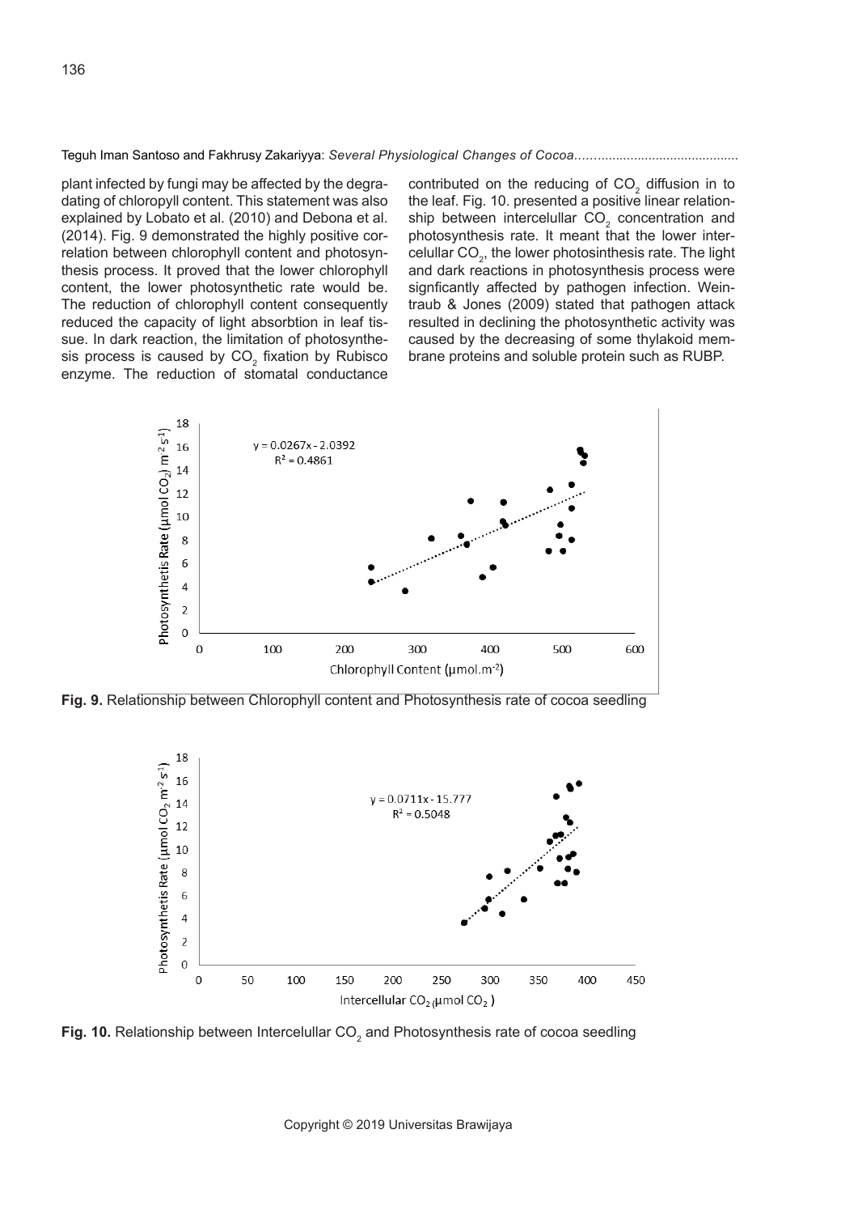plant infected by fungi may be affected by the degradating of chloropyll content. This statement was also explained by Lobato et al. (2010) and Debona et al. (2014). Fig. 9 demonstrated the highly positive correlation between chlorophyll content and photosynthesis process. It proved that the lower chlorophyll content, the lower photosynthetic rate would be. The reduction of chlorophyll content consequently reduced the capacity of light absorbtion in leaf tissue. In dark reaction, the limitation of photosynthesis process is caused by $CO_2$ fixation by Rubisco enzyme. The reduction of stomatal conductance contributed on the reducing of $CO_2$ diffusion in to the leaf. Fig. 10. presented a positive linear relationship between intercelullar $CO_2$ concentration and photosynthesis rate. It meant that the lower intercelullar $CO_2$, the lower photosinthesis rate. The light and dark reactions in photosynthesis process were signficantly affected by pathogen infection. Weintraub & Jones (2009) stated that pathogen attack resulted in declining the photosynthetic activity was caused by the decreasing of some thylakoid membrane proteins and soluble protein such as RUBP.

$y = 0.0267x - 2.0392$
$R^2 = 0.4861$

**Fig. 9.** Relationship between Chlorophyll content and Photosynthesis rate of cocoa seedling

$y = 0.0711x - 15.777$
$R^2 = 0.5048$

**Fig. 10.** Relationship between Intercelullar $CO_2$ and Photosynthesis rate of cocoa seedling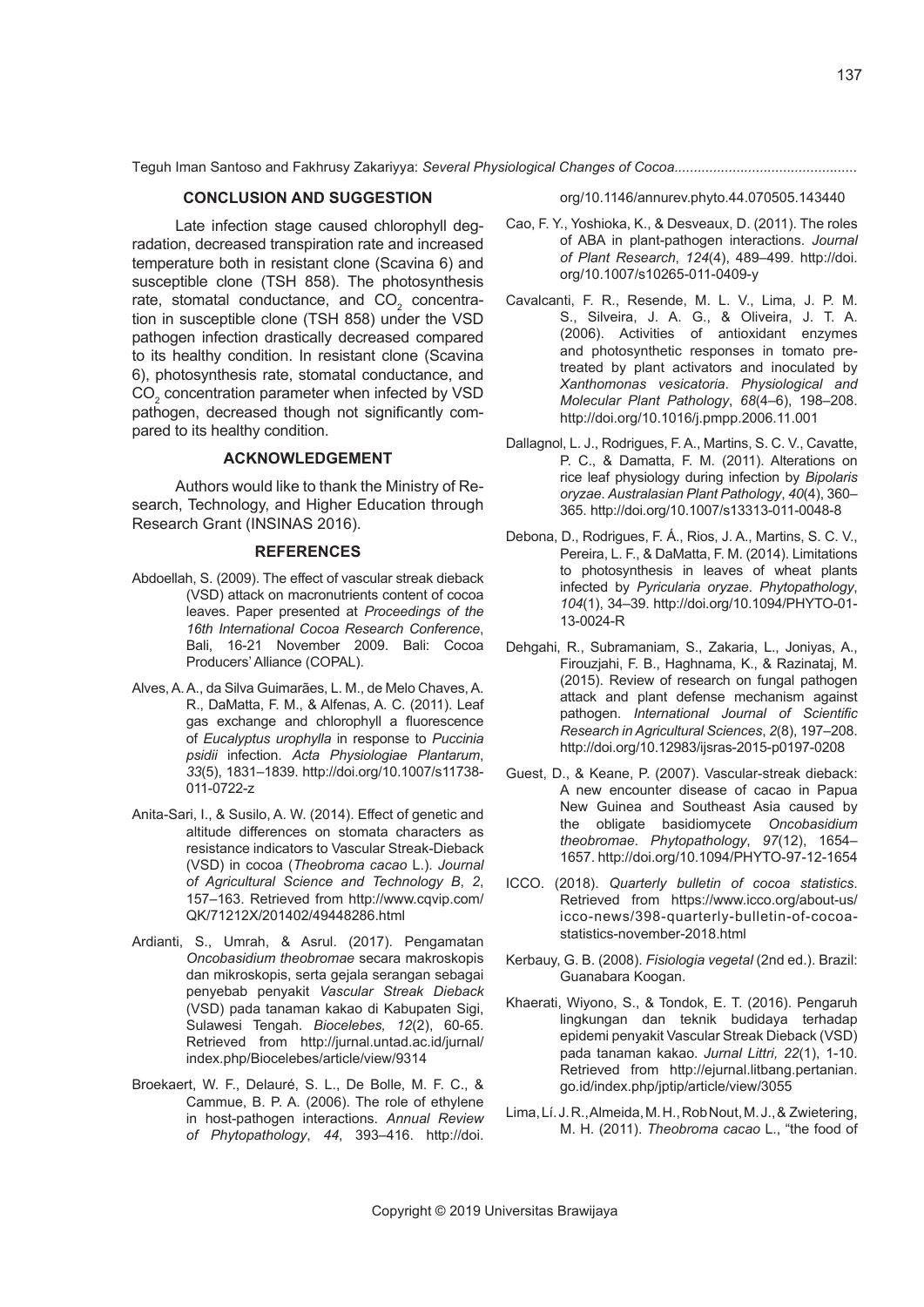## CONCLUSION AND SUGGESTION

Late infection stage caused chlorophyll degradation, decreased transpiration rate and increased temperature both in resistant clone (Scavina 6) and susceptible clone (TSH 858). The photosynthesis rate, stomatal conductance, and $CO_2$ concentration in susceptible clone (TSH 858) under the VSD pathogen infection drastically decreased compared to its healthy condition. In resistant clone (Scavina 6), photosynthesis rate, stomatal conductance, and $CO_2$ concentration parameter when infected by VSD pathogen, decreased though not significantly compared to its healthy condition.

## ACKNOWLEDGEMENT

Authors would like to thank the Ministry of Research, Technology, and Higher Education through Research Grant (INSINAS 2016).

## REFERENCES

Abdoellah, S. (2009). The effect of vascular streak dieback (VSD) attack on macronutrients content of cocoa leaves. Paper presented at *Proceedings of the 16th International Cocoa Research Conference*, Bali, 16-21 November 2009. Bali: Cocoa Producers' Alliance (COPAL).

Alves, A. A., da Silva Guimarães, L. M., de Melo Chaves, A. R., DaMatta, F. M., & Alfenas, A. C. (2011). Leaf gas exchange and chlorophyll a fluorescence of *Eucalyptus urophylla* in response to *Puccinia psidii* infection. *Acta Physiologiae Plantarum*, *33*(5), 1831–1839. http://doi.org/10.1007/s11738-011-0722-z

Anita-Sari, I., & Susilo, A. W. (2014). Effect of genetic and altitude differences on stomata characters as resistance indicators to Vascular Streak-Dieback (VSD) in cocoa (*Theobroma cacao* L.). *Journal of Agricultural Science and Technology B*, *2*, 157–163. Retrieved from http://www.cqvip.com/QK/71212X/201402/49448286.html

Ardianti, S., Umrah, & Asrul. (2017). Pengamatan *Oncobasidium theobromae* secara makroskopis dan mikroskopis, serta gejala serangan sebagai penyebab penyakit *Vascular Streak Dieback* (VSD) pada tanaman kakao di Kabupaten Sigi, Sulawesi Tengah. *Biocelebes, 12*(2), 60-65. Retrieved from http://jurnal.untad.ac.id/jurnal/index.php/Biocelebes/article/view/9314

Broekaert, W. F., Delauré, S. L., De Bolle, M. F. C., & Cammue, B. P. A. (2006). The role of ethylene in host-pathogen interactions. *Annual Review of Phytopathology*, *44*, 393–416. http://doi.org/10.1146/annurev.phyto.44.070505.143440

Cao, F. Y., Yoshioka, K., & Desveaux, D. (2011). The roles of ABA in plant-pathogen interactions. *Journal of Plant Research*, *124*(4), 489–499. http://doi.org/10.1007/s10265-011-0409-y

Cavalcanti, F. R., Resende, M. L. V., Lima, J. P. M. S., Silveira, J. A. G., & Oliveira, J. T. A. (2006). Activities of antioxidant enzymes and photosynthetic responses in tomato pre-treated by plant activators and inoculated by *Xanthomonas vesicatoria*. *Physiological and Molecular Plant Pathology*, *68*(4–6), 198–208. http://doi.org/10.1016/j.pmpp.2006.11.001

Dallagnol, L. J., Rodrigues, F. A., Martins, S. C. V., Cavatte, P. C., & Damatta, F. M. (2011). Alterations on rice leaf physiology during infection by *Bipolaris oryzae*. *Australasian Plant Pathology*, *40*(4), 360–365. http://doi.org/10.1007/s13313-011-0048-8

Debona, D., Rodrigues, F. Á., Rios, J. A., Martins, S. C. V., Pereira, L. F., & DaMatta, F. M. (2014). Limitations to photosynthesis in leaves of wheat plants infected by *Pyricularia oryzae*. *Phytopathology*, *104*(1), 34–39. http://doi.org/10.1094/PHYTO-01-13-0024-R

Dehghahi, R., Subramaniam, S., Zakaria, L., Joniyas, A., Firouzjahi, F. B., Haghnama, K., & Razinataj, M. (2015). Review of research on fungal pathogen attack and plant defense mechanism against pathogen. *International Journal of Scientific Research in Agricultural Sciences*, *2*(8), 197–208. http://doi.org/10.12983/ijsras-2015-p0197-0208

Guest, D., & Keane, P. (2007). Vascular-streak dieback: A new encounter disease of cacao in Papua New Guinea and Southeast Asia caused by the obligate basidiomycete *Oncobasidium theobromae*. *Phytopathology*, *97*(12), 1654–1657. http://doi.org/10.1094/PHYTO-97-12-1654

ICCO. (2018). *Quarterly bulletin of cocoa statistics*. Retrieved from https://www.icco.org/about-us/icco-news/398-quarterly-bulletin-of-cocoa-statistics-november-2018.html

Kerbauy, G. B. (2008). *Fisiologia vegetal* (2nd ed.). Brazil: Guanabara Koogan.

Khaerati, Wiyono, S., & Tondok, E. T. (2016). Pengaruh lingkungan dan teknik budidaya terhadap epidemi penyakit Vascular Streak Dieback (VSD) pada tanaman kakao. *Jurnal Littri, 22*(1), 1-10. Retrieved from http://ejurnal.litbang.pertanian.go.id/index.php/jptip/article/view/3055

Lima, Lí. J. R., Almeida, M. H., Rob Nout, M. J., & Zwietering, M. H. (2011). *Theobroma cacao* L., "the food of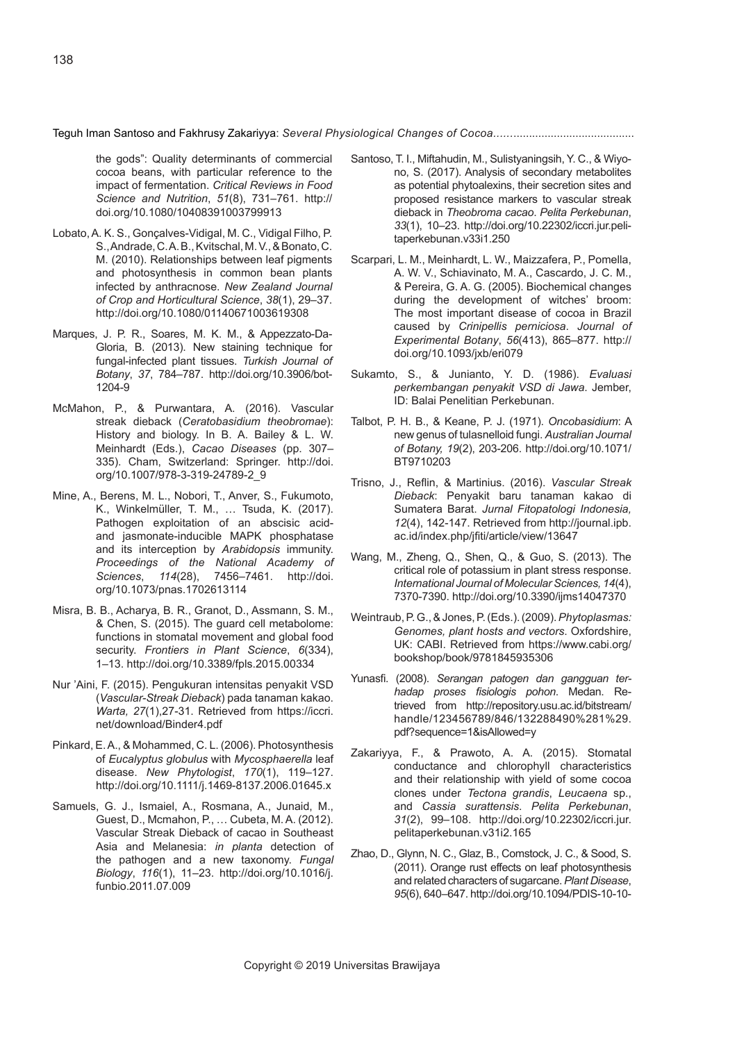the gods": Quality determinants of commercial cocoa beans, with particular reference to the impact of fermentation. *Critical Reviews in Food Science and Nutrition*, *51*(8), 731–761. http://doi.org/10.1080/10408391003799913

Lobato, A. K. S., Gonçalves-Vidigal, M. C., Vidigal Filho, P. S., Andrade, C. A. B., Kvitschal, M. V., & Bonato, C. M. (2010). Relationships between leaf pigments and photosynthesis in common bean plants infected by anthracnose. *New Zealand Journal of Crop and Horticultural Science*, *38*(1), 29–37. http://doi.org/10.1080/01140671003619308

Marques, J. P. R., Soares, M. K. M., & Appezzato-Da-Gloria, B. (2013). New staining technique for fungal-infected plant tissues. *Turkish Journal of Botany*, *37*, 784–787. http://doi.org/10.3906/bot-1204-9

McMahon, P., & Purwantara, A. (2016). Vascular streak dieback (*Ceratobasidium theobromae*): History and biology. In B. A. Bailey & L. W. Meinhardt (Eds.), *Cacao Diseases* (pp. 307–335). Cham, Switzerland: Springer. http://doi.org/10.1007/978-3-319-24789-2_9

Mine, A., Berens, M. L., Nobori, T., Anver, S., Fukumoto, K., Winkelmüller, T. M., … Tsuda, K. (2017). Pathogen exploitation of an abscisic acid- and jasmonate-inducible MAPK phosphatase and its interception by *Arabidopsis* immunity. *Proceedings of the National Academy of Sciences*, *114*(28), 7456–7461. http://doi.org/10.1073/pnas.1702613114

Misra, B. B., Acharya, B. R., Granot, D., Assmann, S. M., & Chen, S. (2015). The guard cell metabolome: functions in stomatal movement and global food security. *Frontiers in Plant Science*, *6*(334), 1–13. http://doi.org/10.3389/fpls.2015.00334

Nur 'Aini, F. (2015). Pengukuran intensitas penyakit VSD (*Vascular-Streak Dieback*) pada tanaman kakao. *Warta, 27*(1),27-31. Retrieved from https://iccri.net/download/Binder4.pdf

Pinkard, E. A., & Mohammed, C. L. (2006). Photosynthesis of *Eucalyptus globulus* with *Mycosphaerella* leaf disease. *New Phytologist*, *170*(1), 119–127. http://doi.org/10.1111/j.1469-8137.2006.01645.x

Samuels, G. J., Ismaiel, A., Rosmana, A., Junaid, M., Guest, D., Mcmahon, P., … Cubeta, M. A. (2012). Vascular Streak Dieback of cacao in Southeast Asia and Melanesia: *in planta* detection of the pathogen and a new taxonomy. *Fungal Biology*, *116*(1), 11–23. http://doi.org/10.1016/j.funbio.2011.07.009

Santoso, T. I., Miftahudin, M., Sulistyaningsih, Y. C., & Wiyono, S. (2017). Analysis of secondary metabolites as potential phytoalexins, their secretion sites and proposed resistance markers to vascular streak dieback in *Theobroma cacao*. *Pelita Perkebunan*, *33*(1), 10–23. http://doi.org/10.22302/iccri.jur.pelitaperkebunan.v33i1.250

Scarpari, L. M., Meinhardt, L. W., Maizzafera, P., Pomella, A. W. V., Schiavinato, M. A., Cascardo, J. C. M., & Pereira, G. A. G. (2005). Biochemical changes during the development of witches' broom: The most important disease of cocoa in Brazil caused by *Crinipellis perniciosa*. *Journal of Experimental Botany*, *56*(413), 865–877. http://doi.org/10.1093/jxb/eri079

Sukamto, S., & Junianto, Y. D. (1986). *Evaluasi perkembangan penyakit VSD di Jawa*. Jember, ID: Balai Penelitian Perkebunan.

Talbot, P. H. B., & Keane, P. J. (1971). *Oncobasidium*: A new genus of tulasnelloid fungi. *Australian Journal of Botany, 19*(2), 203-206. http://doi.org/10.1071/BT9710203

Trisno, J., Reflin, & Martinius. (2016). *Vascular Streak Dieback*: Penyakit baru tanaman kakao di Sumatera Barat. *Jurnal Fitopatologi Indonesia, 12*(4), 142-147. Retrieved from http://journal.ipb.ac.id/index.php/jfiti/article/view/13647

Wang, M., Zheng, Q., Shen, Q., & Guo, S. (2013). The critical role of potassium in plant stress response. *International Journal of Molecular Sciences, 14*(4), 7370-7390. http://doi.org/10.3390/ijms14047370

Weintraub, P. G., & Jones, P. (Eds.). (2009). *Phytoplasmas: Genomes, plant hosts and vectors*. Oxfordshire, UK: CABI. Retrieved from https://www.cabi.org/bookshop/book/9781845935306

Yunasfi. (2008). *Serangan patogen dan gangguan terhadap proses fisiologis pohon*. Medan. Retrieved from http://repository.usu.ac.id/bitstream/handle/123456789/846/132288490%281%29.pdf?sequence=1&isAllowed=y

Zakariyya, F., & Prawoto, A. A. (2015). Stomatal conductance and chlorophyll characteristics and their relationship with yield of some cocoa clones under *Tectona grandis*, *Leucaena* sp., and *Cassia surattensis*. *Pelita Perkebunan*, *31*(2), 99–108. http://doi.org/10.22302/iccri.jur.pelitaperkebunan.v31i2.165

Zhao, D., Glynn, N. C., Glaz, B., Comstock, J. C., & Sood, S. (2011). Orange rust effects on leaf photosynthesis and related characters of sugarcane. *Plant Disease*, *95*(6), 640–647. http://doi.org/10.1094/PDIS-10-10-